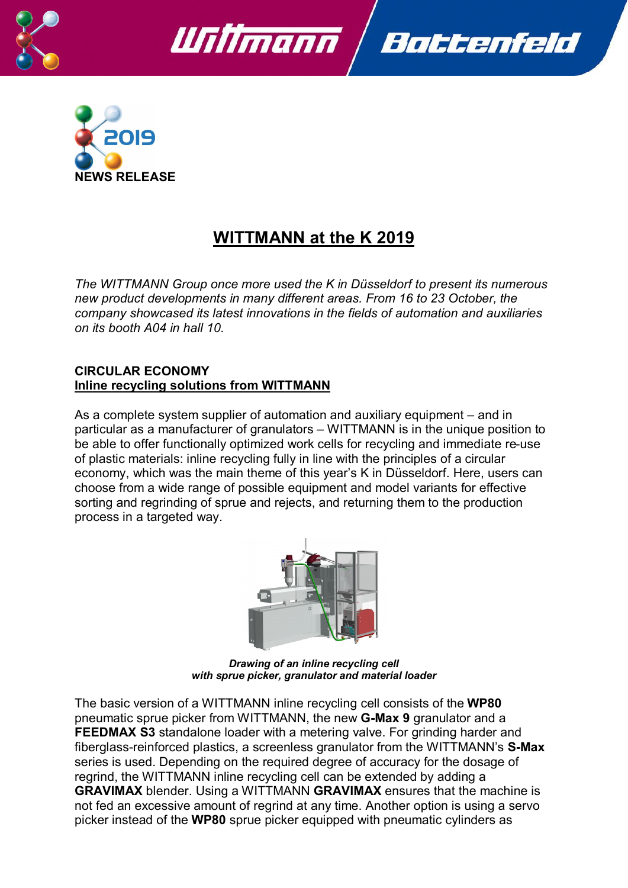NEWS RELEASE

# WITTMANN at the K 2019

*The WITTMANN Group once more used the K in Düsseldorf to present its numerous new product developments in many different areas. From 16 to 23 October, the company showcased its latest innovations in the fields of automation and auxiliaries on its booth A04 in hall 10.*

## CIRCULAR ECONOMY

### Inline recycling solutions from WITTMANN

As a complete system supplier of automation and auxiliary equipment – and in particular as a manufacturer of granulators – WITTMANN is in the unique position to be able to offer functionally optimized work cells for recycling and immediate re-use of plastic materials: inline recycling fully in line with the principles of a circular economy, which was the main theme of this year's K in Düsseldorf. Here, users can choose from a wide range of possible equipment and model variants for effective sorting and regrinding of sprue and rejects, and returning them to the production process in a targeted way.

***Drawing of an inline recycling cell with sprue picker, granulator and material loader***

The basic version of a WITTMANN inline recycling cell consists of the **WP80** pneumatic sprue picker from WITTMANN, the new **G-Max 9** granulator and a **FEEDMAX S3** standalone loader with a metering valve. For grinding harder and fiberglass-reinforced plastics, a screenless granulator from the WITTMANN's **S-Max** series is used. Depending on the required degree of accuracy for the dosage of regrind, the WITTMANN inline recycling cell can be extended by adding a **GRAVIMAX** blender. Using a WITTMANN **GRAVIMAX** ensures that the machine is not fed an excessive amount of regrind at any time. Another option is using a servo picker instead of the **WP80** sprue picker equipped with pneumatic cylinders as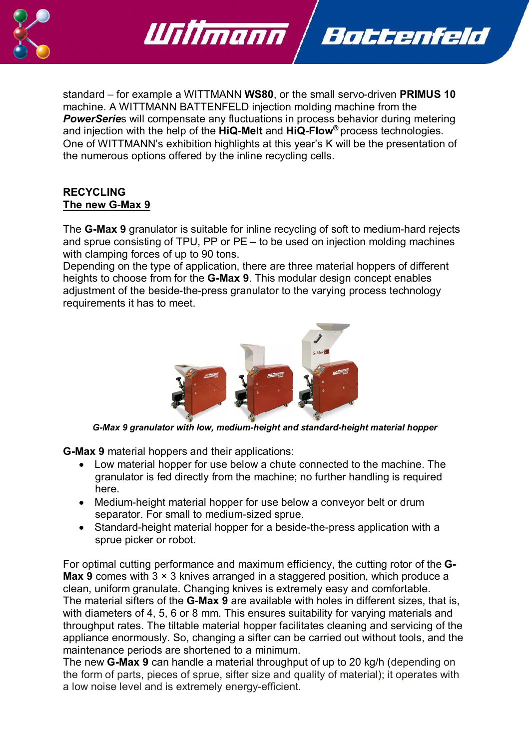standard – for example a WITTMANN **WS80**, or the small servo-driven **PRIMUS 10** machine. A WITTMANN BATTENFELD injection molding machine from the ***PowerSerie***s will compensate any fluctuations in process behavior during metering and injection with the help of the **HiQ-Melt** and **HiQ-Flow**® process technologies. One of WITTMANN's exhibition highlights at this year's K will be the presentation of the numerous options offered by the inline recycling cells.

## RECYCLING

### The new G-Max 9

The **G-Max 9** granulator is suitable for inline recycling of soft to medium-hard rejects and sprue consisting of TPU, PP or PE – to be used on injection molding machines with clamping forces of up to 90 tons.
Depending on the type of application, there are three material hoppers of different heights to choose from for the **G-Max 9**. This modular design concept enables adjustment of the beside-the-press granulator to the varying process technology requirements it has to meet.

***G-Max 9 granulator with low, medium-height and standard-height material hopper***

**G-Max 9** material hoppers and their applications:

- Low material hopper for use below a chute connected to the machine. The granulator is fed directly from the machine; no further handling is required here.
- Medium-height material hopper for use below a conveyor belt or drum separator. For small to medium-sized sprue.
- Standard-height material hopper for a beside-the-press application with a sprue picker or robot.

For optimal cutting performance and maximum efficiency, the cutting rotor of the **G-Max 9** comes with 3 × 3 knives arranged in a staggered position, which produce a clean, uniform granulate. Changing knives is extremely easy and comfortable.
The material sifters of the **G-Max 9** are available with holes in different sizes, that is, with diameters of 4, 5, 6 or 8 mm. This ensures suitability for varying materials and throughput rates. The tiltable material hopper facilitates cleaning and servicing of the appliance enormously. So, changing a sifter can be carried out without tools, and the maintenance periods are shortened to a minimum.
The new **G-Max 9** can handle a material throughput of up to 20 kg/h (depending on the form of parts, pieces of sprue, sifter size and quality of material); it operates with a low noise level and is extremely energy-efficient.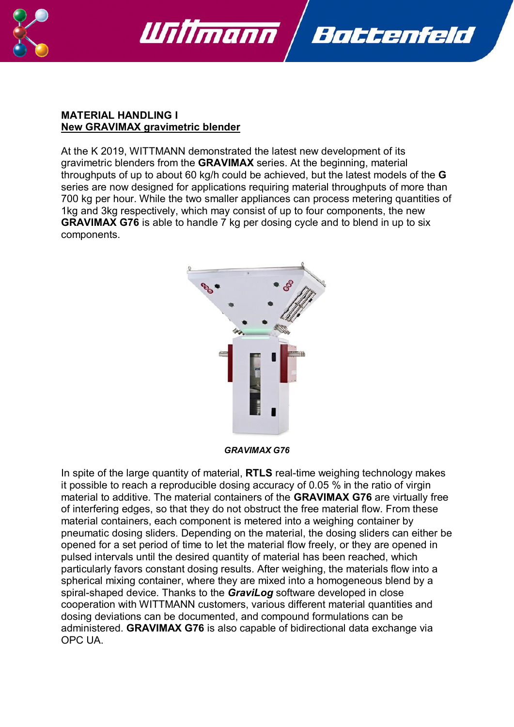**MATERIAL HANDLING I**
**New GRAVIMAX gravimetric blender**

At the K 2019, WITTMANN demonstrated the latest new development of its gravimetric blenders from the **GRAVIMAX** series. At the beginning, material throughputs of up to about 60 kg/h could be achieved, but the latest models of the **G** series are now designed for applications requiring material throughputs of more than 700 kg per hour. While the two smaller appliances can process metering quantities of 1kg and 3kg respectively, which may consist of up to four components, the new **GRAVIMAX G76** is able to handle 7 kg per dosing cycle and to blend in up to six components.

***GRAVIMAX G76***

In spite of the large quantity of material, **RTLS** real-time weighing technology makes it possible to reach a reproducible dosing accuracy of 0.05 % in the ratio of virgin material to additive. The material containers of the **GRAVIMAX G76** are virtually free of interfering edges, so that they do not obstruct the free material flow. From these material containers, each component is metered into a weighing container by pneumatic dosing sliders. Depending on the material, the dosing sliders can either be opened for a set period of time to let the material flow freely, or they are opened in pulsed intervals until the desired quantity of material has been reached, which particularly favors constant dosing results. After weighing, the materials flow into a spherical mixing container, where they are mixed into a homogeneous blend by a spiral-shaped device. Thanks to the ***GraviLog*** software developed in close cooperation with WITTMANN customers, various different material quantities and dosing deviations can be documented, and compound formulations can be administered. **GRAVIMAX G76** is also capable of bidirectional data exchange via OPC UA.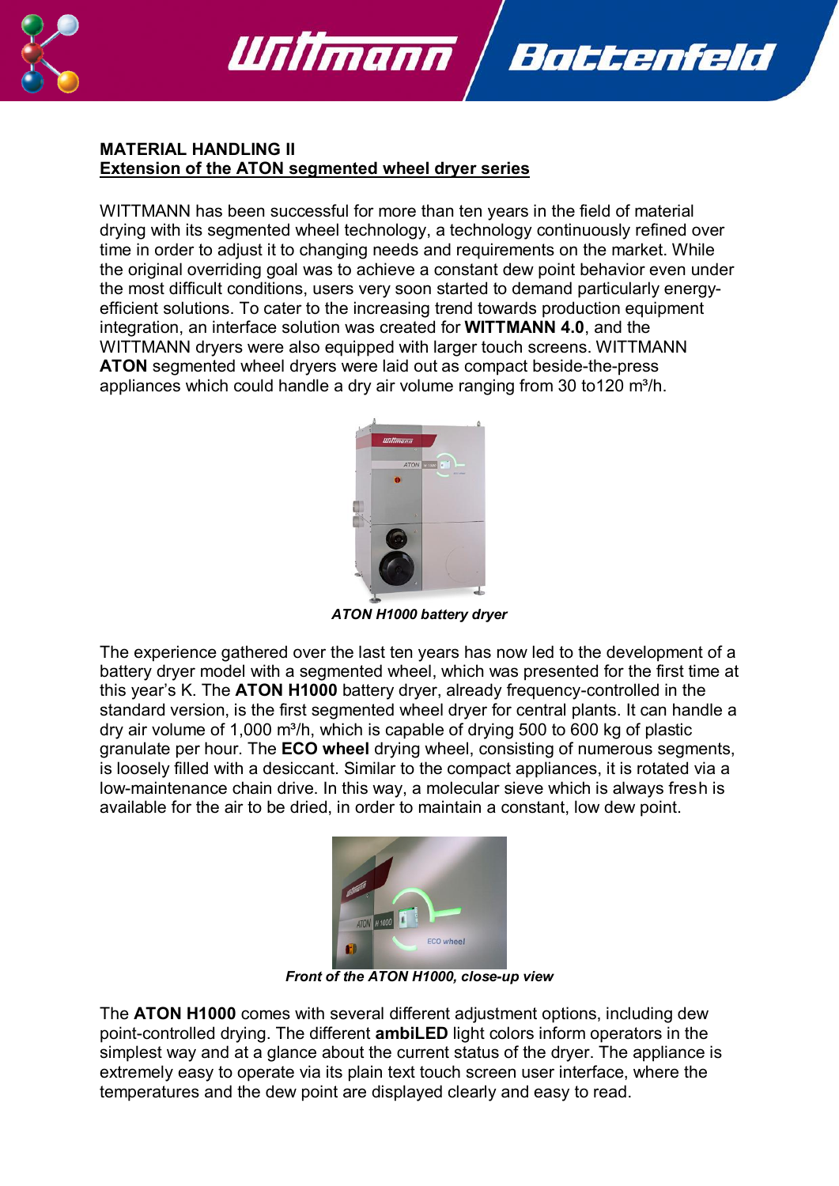**MATERIAL HANDLING II**
**Extension of the ATON segmented wheel dryer series**

WITTMANN has been successful for more than ten years in the field of material drying with its segmented wheel technology, a technology continuously refined over time in order to adjust it to changing needs and requirements on the market. While the original overriding goal was to achieve a constant dew point behavior even under the most difficult conditions, users very soon started to demand particularly energy-efficient solutions. To cater to the increasing trend towards production equipment integration, an interface solution was created for **WITTMANN 4.0**, and the WITTMANN dryers were also equipped with larger touch screens. WITTMANN **ATON** segmented wheel dryers were laid out as compact beside-the-press appliances which could handle a dry air volume ranging from 30 to120 m³/h.

*ATON H1000 battery dryer*

The experience gathered over the last ten years has now led to the development of a battery dryer model with a segmented wheel, which was presented for the first time at this year's K. The **ATON H1000** battery dryer, already frequency-controlled in the standard version, is the first segmented wheel dryer for central plants. It can handle a dry air volume of 1,000 m³/h, which is capable of drying 500 to 600 kg of plastic granulate per hour. The **ECO wheel** drying wheel, consisting of numerous segments, is loosely filled with a desiccant. Similar to the compact appliances, it is rotated via a low-maintenance chain drive. In this way, a molecular sieve which is always fresh is available for the air to be dried, in order to maintain a constant, low dew point.

*Front of the ATON H1000, close-up view*

The **ATON H1000** comes with several different adjustment options, including dew point-controlled drying. The different **ambiLED** light colors inform operators in the simplest way and at a glance about the current status of the dryer. The appliance is extremely easy to operate via its plain text touch screen user interface, where the temperatures and the dew point are displayed clearly and easy to read.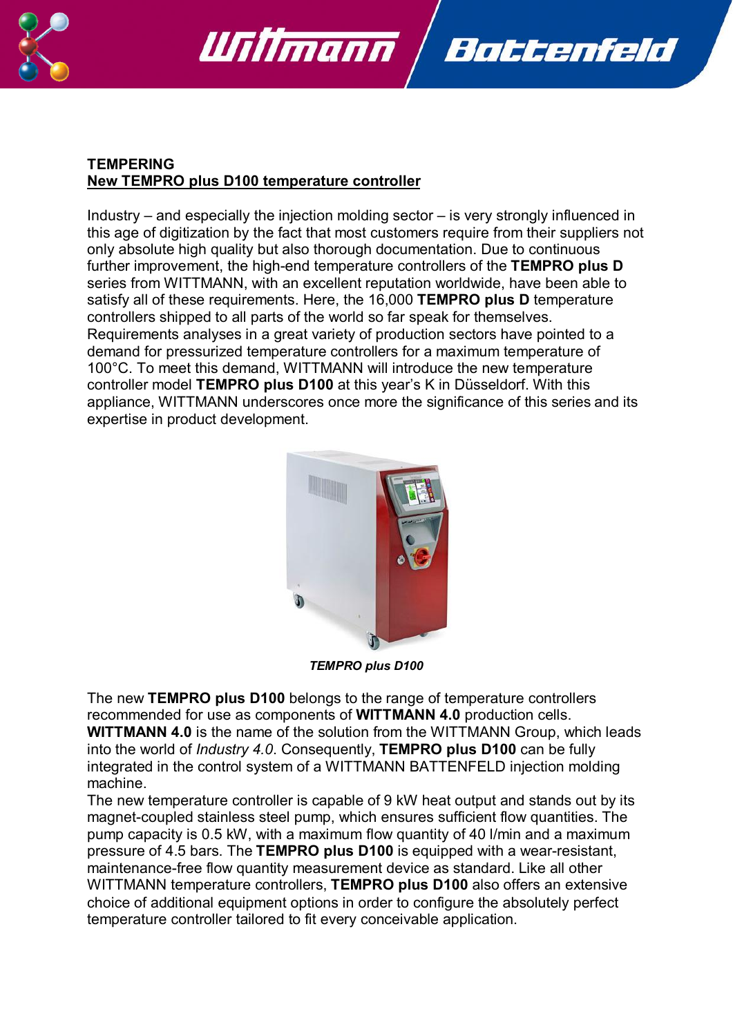**TEMPERING**
**New TEMPRO plus D100 temperature controller**

Industry – and especially the injection molding sector – is very strongly influenced in this age of digitization by the fact that most customers require from their suppliers not only absolute high quality but also thorough documentation. Due to continuous further improvement, the high-end temperature controllers of the **TEMPRO plus D** series from WITTMANN, with an excellent reputation worldwide, have been able to satisfy all of these requirements. Here, the 16,000 **TEMPRO plus D** temperature controllers shipped to all parts of the world so far speak for themselves. Requirements analyses in a great variety of production sectors have pointed to a demand for pressurized temperature controllers for a maximum temperature of 100°C. To meet this demand, WITTMANN will introduce the new temperature controller model **TEMPRO plus D100** at this year's K in Düsseldorf. With this appliance, WITTMANN underscores once more the significance of this series and its expertise in product development.

***TEMPRO plus D100***

The new **TEMPRO plus D100** belongs to the range of temperature controllers recommended for use as components of **WITTMANN 4.0** production cells. **WITTMANN 4.0** is the name of the solution from the WITTMANN Group, which leads into the world of *Industry 4.0*. Consequently, **TEMPRO plus D100** can be fully integrated in the control system of a WITTMANN BATTENFELD injection molding machine.
The new temperature controller is capable of 9 kW heat output and stands out by its magnet-coupled stainless steel pump, which ensures sufficient flow quantities. The pump capacity is 0.5 kW, with a maximum flow quantity of 40 l/min and a maximum pressure of 4.5 bars. The **TEMPRO plus D100** is equipped with a wear-resistant, maintenance-free flow quantity measurement device as standard. Like all other WITTMANN temperature controllers, **TEMPRO plus D100** also offers an extensive choice of additional equipment options in order to configure the absolutely perfect temperature controller tailored to fit every conceivable application.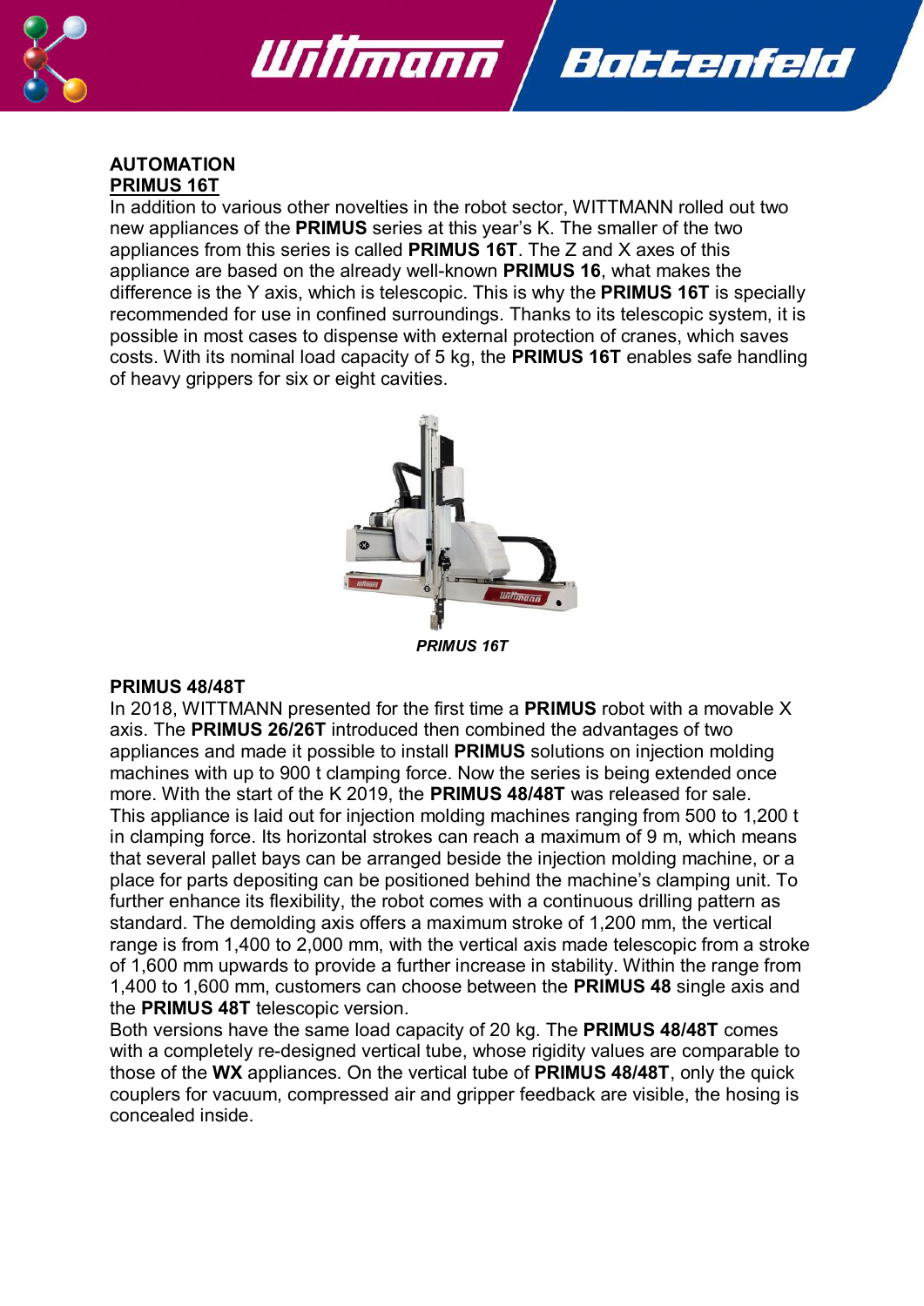## AUTOMATION

### PRIMUS 16T

In addition to various other novelties in the robot sector, WITTMANN rolled out two new appliances of the **PRIMUS** series at this year's K. The smaller of the two appliances from this series is called **PRIMUS 16T**. The Z and X axes of this appliance are based on the already well-known **PRIMUS 16**, what makes the difference is the Y axis, which is telescopic. This is why the **PRIMUS 16T** is specially recommended for use in confined surroundings. Thanks to its telescopic system, it is possible in most cases to dispense with external protection of cranes, which saves costs. With its nominal load capacity of 5 kg, the **PRIMUS 16T** enables safe handling of heavy grippers for six or eight cavities.

***PRIMUS 16T***

### PRIMUS 48/48T

In 2018, WITTMANN presented for the first time a **PRIMUS** robot with a movable X axis. The **PRIMUS 26/26T** introduced then combined the advantages of two appliances and made it possible to install **PRIMUS** solutions on injection molding machines with up to 900 t clamping force. Now the series is being extended once more. With the start of the K 2019, the **PRIMUS 48/48T** was released for sale. This appliance is laid out for injection molding machines ranging from 500 to 1,200 t in clamping force. Its horizontal strokes can reach a maximum of 9 m, which means that several pallet bays can be arranged beside the injection molding machine, or a place for parts depositing can be positioned behind the machine's clamping unit. To further enhance its flexibility, the robot comes with a continuous drilling pattern as standard. The demolding axis offers a maximum stroke of 1,200 mm, the vertical range is from 1,400 to 2,000 mm, with the vertical axis made telescopic from a stroke of 1,600 mm upwards to provide a further increase in stability. Within the range from 1,400 to 1,600 mm, customers can choose between the **PRIMUS 48** single axis and the **PRIMUS 48T** telescopic version.

Both versions have the same load capacity of 20 kg. The **PRIMUS 48/48T** comes with a completely re-designed vertical tube, whose rigidity values are comparable to those of the **WX** appliances. On the vertical tube of **PRIMUS 48/48T**, only the quick couplers for vacuum, compressed air and gripper feedback are visible, the hosing is concealed inside.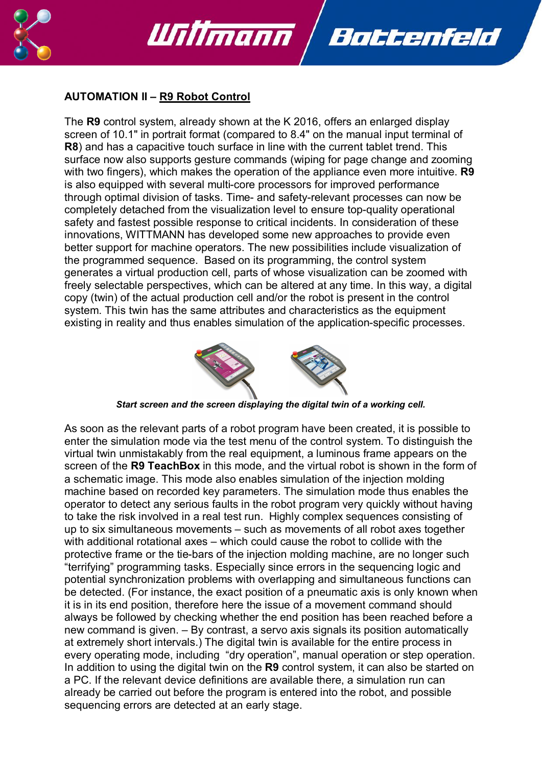**AUTOMATION II – R9 Robot Control**

The **R9** control system, already shown at the K 2016, offers an enlarged display screen of 10.1" in portrait format (compared to 8.4" on the manual input terminal of **R8**) and has a capacitive touch surface in line with the current tablet trend. This surface now also supports gesture commands (wiping for page change and zooming with two fingers), which makes the operation of the appliance even more intuitive. **R9** is also equipped with several multi-core processors for improved performance through optimal division of tasks. Time- and safety-relevant processes can now be completely detached from the visualization level to ensure top-quality operational safety and fastest possible response to critical incidents. In consideration of these innovations, WITTMANN has developed some new approaches to provide even better support for machine operators. The new possibilities include visualization of the programmed sequence. Based on its programming, the control system generates a virtual production cell, parts of whose visualization can be zoomed with freely selectable perspectives, which can be altered at any time. In this way, a digital copy (twin) of the actual production cell and/or the robot is present in the control system. This twin has the same attributes and characteristics as the equipment existing in reality and thus enables simulation of the application-specific processes.

***Start screen and the screen displaying the digital twin of a working cell.***

As soon as the relevant parts of a robot program have been created, it is possible to enter the simulation mode via the test menu of the control system. To distinguish the virtual twin unmistakably from the real equipment, a luminous frame appears on the screen of the **R9 TeachBox** in this mode, and the virtual robot is shown in the form of a schematic image. This mode also enables simulation of the injection molding machine based on recorded key parameters. The simulation mode thus enables the operator to detect any serious faults in the robot program very quickly without having to take the risk involved in a real test run. Highly complex sequences consisting of up to six simultaneous movements – such as movements of all robot axes together with additional rotational axes – which could cause the robot to collide with the protective frame or the tie-bars of the injection molding machine, are no longer such "terrifying" programming tasks. Especially since errors in the sequencing logic and potential synchronization problems with overlapping and simultaneous functions can be detected. (For instance, the exact position of a pneumatic axis is only known when it is in its end position, therefore here the issue of a movement command should always be followed by checking whether the end position has been reached before a new command is given. – By contrast, a servo axis signals its position automatically at extremely short intervals.) The digital twin is available for the entire process in every operating mode, including "dry operation", manual operation or step operation. In addition to using the digital twin on the **R9** control system, it can also be started on a PC. If the relevant device definitions are available there, a simulation run can already be carried out before the program is entered into the robot, and possible sequencing errors are detected at an early stage.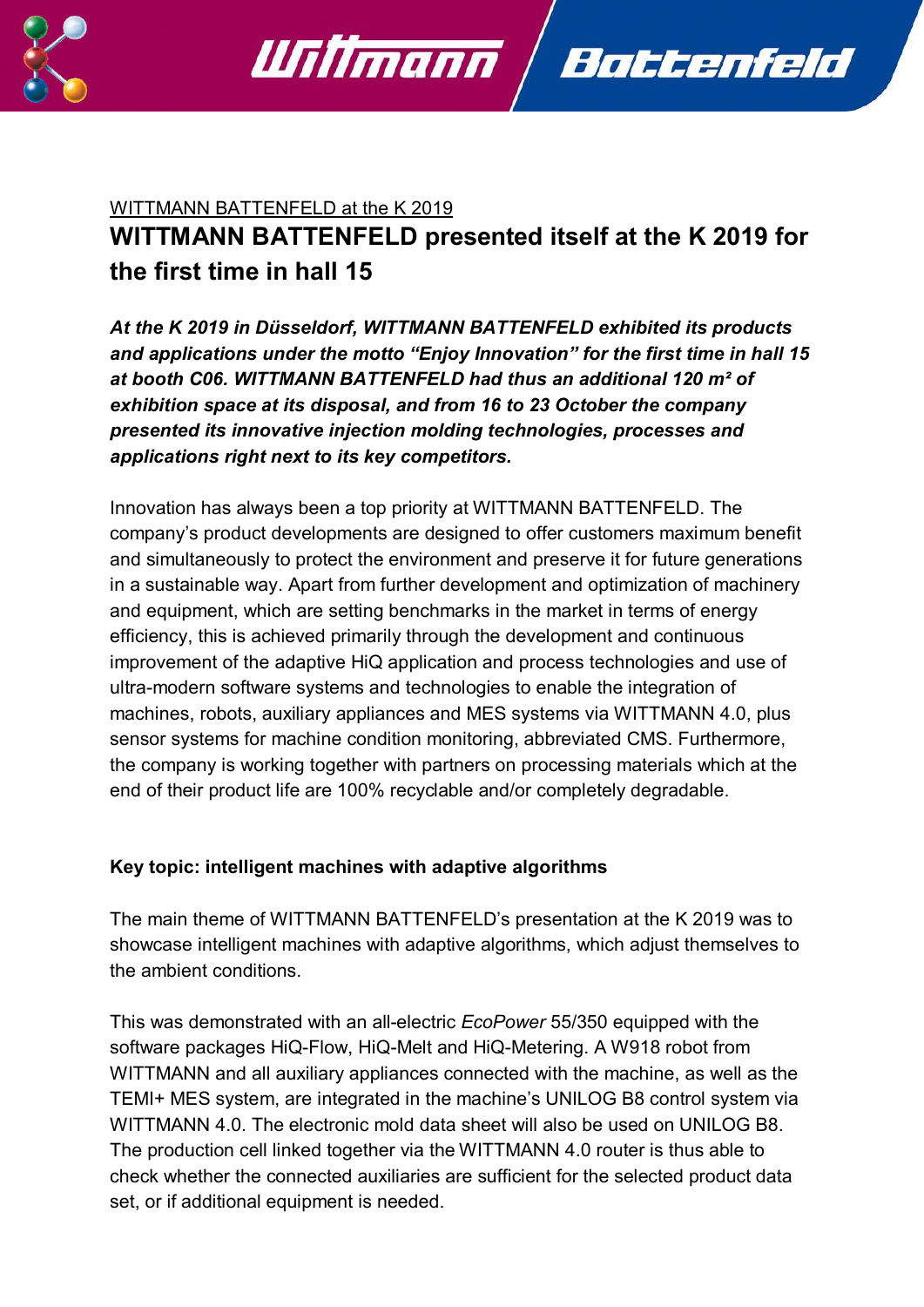WITTMANN BATTENFELD at the K 2019

# WITTMANN BATTENFELD presented itself at the K 2019 for the first time in hall 15

***At the K 2019 in Düsseldorf, WITTMANN BATTENFELD exhibited its products and applications under the motto "Enjoy Innovation" for the first time in hall 15 at booth C06. WITTMANN BATTENFELD had thus an additional 120 m² of exhibition space at its disposal, and from 16 to 23 October the company presented its innovative injection molding technologies, processes and applications right next to its key competitors.***

Innovation has always been a top priority at WITTMANN BATTENFELD. The company's product developments are designed to offer customers maximum benefit and simultaneously to protect the environment and preserve it for future generations in a sustainable way. Apart from further development and optimization of machinery and equipment, which are setting benchmarks in the market in terms of energy efficiency, this is achieved primarily through the development and continuous improvement of the adaptive HiQ application and process technologies and use of ultra-modern software systems and technologies to enable the integration of machines, robots, auxiliary appliances and MES systems via WITTMANN 4.0, plus sensor systems for machine condition monitoring, abbreviated CMS. Furthermore, the company is working together with partners on processing materials which at the end of their product life are 100% recyclable and/or completely degradable.

**Key topic: intelligent machines with adaptive algorithms**

The main theme of WITTMANN BATTENFELD's presentation at the K 2019 was to showcase intelligent machines with adaptive algorithms, which adjust themselves to the ambient conditions.

This was demonstrated with an all-electric *EcoPower* 55/350 equipped with the software packages HiQ-Flow, HiQ-Melt and HiQ-Metering. A W918 robot from WITTMANN and all auxiliary appliances connected with the machine, as well as the TEMI+ MES system, are integrated in the machine's UNILOG B8 control system via WITTMANN 4.0. The electronic mold data sheet will also be used on UNILOG B8. The production cell linked together via the WITTMANN 4.0 router is thus able to check whether the connected auxiliaries are sufficient for the selected product data set, or if additional equipment is needed.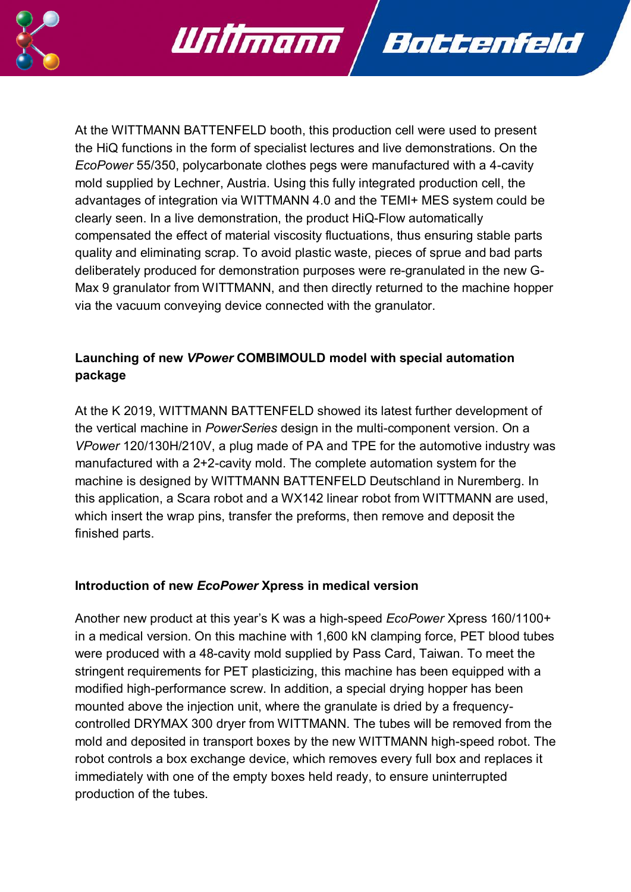At the WITTMANN BATTENFELD booth, this production cell were used to present the HiQ functions in the form of specialist lectures and live demonstrations. On the *EcoPower* 55/350, polycarbonate clothes pegs were manufactured with a 4-cavity mold supplied by Lechner, Austria. Using this fully integrated production cell, the advantages of integration via WITTMANN 4.0 and the TEMI+ MES system could be clearly seen. In a live demonstration, the product HiQ-Flow automatically compensated the effect of material viscosity fluctuations, thus ensuring stable parts quality and eliminating scrap. To avoid plastic waste, pieces of sprue and bad parts deliberately produced for demonstration purposes were re-granulated in the new G-Max 9 granulator from WITTMANN, and then directly returned to the machine hopper via the vacuum conveying device connected with the granulator.

**Launching of new *VPower* COMBIMOULD model with special automation package**

At the K 2019, WITTMANN BATTENFELD showed its latest further development of the vertical machine in *PowerSeries* design in the multi-component version. On a *VPower* 120/130H/210V, a plug made of PA and TPE for the automotive industry was manufactured with a 2+2-cavity mold. The complete automation system for the machine is designed by WITTMANN BATTENFELD Deutschland in Nuremberg. In this application, a Scara robot and a WX142 linear robot from WITTMANN are used, which insert the wrap pins, transfer the preforms, then remove and deposit the finished parts.

**Introduction of new *EcoPower* Xpress in medical version**

Another new product at this year's K was a high-speed *EcoPower* Xpress 160/1100+ in a medical version. On this machine with 1,600 kN clamping force, PET blood tubes were produced with a 48-cavity mold supplied by Pass Card, Taiwan. To meet the stringent requirements for PET plasticizing, this machine has been equipped with a modified high-performance screw. In addition, a special drying hopper has been mounted above the injection unit, where the granulate is dried by a frequency-controlled DRYMAX 300 dryer from WITTMANN. The tubes will be removed from the mold and deposited in transport boxes by the new WITTMANN high-speed robot. The robot controls a box exchange device, which removes every full box and replaces it immediately with one of the empty boxes held ready, to ensure uninterrupted production of the tubes.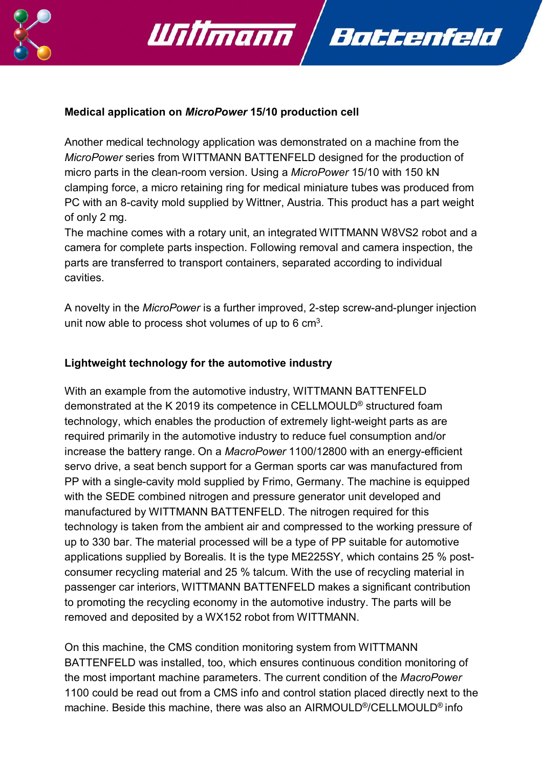**Medical application on *MicroPower* 15/10 production cell**

Another medical technology application was demonstrated on a machine from the *MicroPower* series from WITTMANN BATTENFELD designed for the production of micro parts in the clean-room version. Using a *MicroPower* 15/10 with 150 kN clamping force, a micro retaining ring for medical miniature tubes was produced from PC with an 8-cavity mold supplied by Wittner, Austria. This product has a part weight of only 2 mg.
The machine comes with a rotary unit, an integrated WITTMANN W8VS2 robot and a camera for complete parts inspection. Following removal and camera inspection, the parts are transferred to transport containers, separated according to individual cavities.

A novelty in the *MicroPower* is a further improved, 2-step screw-and-plunger injection unit now able to process shot volumes of up to 6 $cm^3$.

**Lightweight technology for the automotive industry**

With an example from the automotive industry, WITTMANN BATTENFELD demonstrated at the K 2019 its competence in CELLMOULD® structured foam technology, which enables the production of extremely light-weight parts as are required primarily in the automotive industry to reduce fuel consumption and/or increase the battery range. On a *MacroPower* 1100/12800 with an energy-efficient servo drive, a seat bench support for a German sports car was manufactured from PP with a single-cavity mold supplied by Frimo, Germany. The machine is equipped with the SEDE combined nitrogen and pressure generator unit developed and manufactured by WITTMANN BATTENFELD. The nitrogen required for this technology is taken from the ambient air and compressed to the working pressure of up to 330 bar. The material processed will be a type of PP suitable for automotive applications supplied by Borealis. It is the type ME225SY, which contains 25 % post-consumer recycling material and 25 % talcum. With the use of recycling material in passenger car interiors, WITTMANN BATTENFELD makes a significant contribution to promoting the recycling economy in the automotive industry. The parts will be removed and deposited by a WX152 robot from WITTMANN.

On this machine, the CMS condition monitoring system from WITTMANN BATTENFELD was installed, too, which ensures continuous condition monitoring of the most important machine parameters. The current condition of the *MacroPower* 1100 could be read out from a CMS info and control station placed directly next to the machine. Beside this machine, there was also an AIRMOULD®/CELLMOULD® info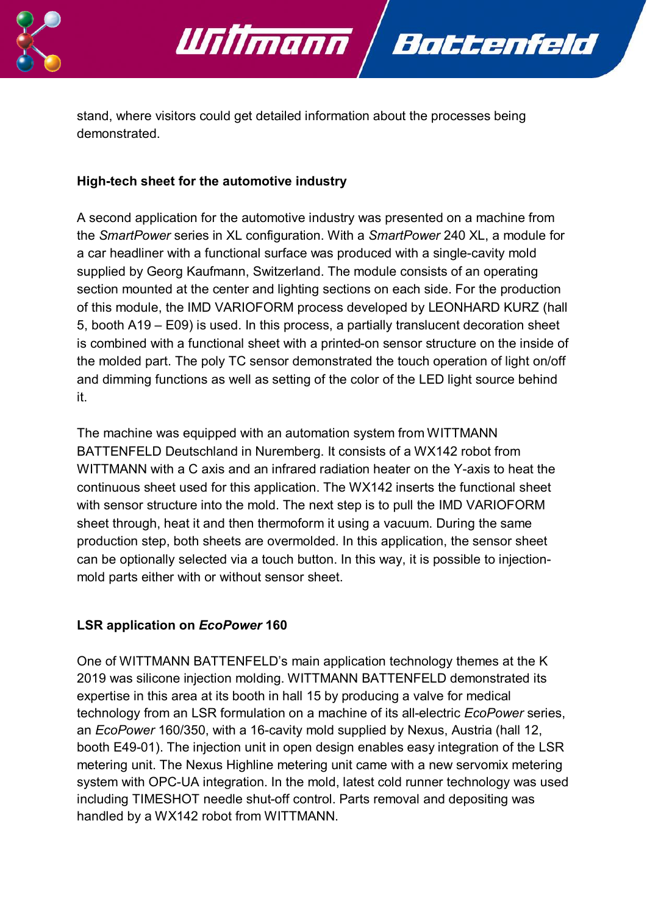stand, where visitors could get detailed information about the processes being demonstrated.

**High-tech sheet for the automotive industry**

A second application for the automotive industry was presented on a machine from the *SmartPower* series in XL configuration. With a *SmartPower* 240 XL, a module for a car headliner with a functional surface was produced with a single-cavity mold supplied by Georg Kaufmann, Switzerland. The module consists of an operating section mounted at the center and lighting sections on each side. For the production of this module, the IMD VARIOFORM process developed by LEONHARD KURZ (hall 5, booth A19 – E09) is used. In this process, a partially translucent decoration sheet is combined with a functional sheet with a printed-on sensor structure on the inside of the molded part. The poly TC sensor demonstrated the touch operation of light on/off and dimming functions as well as setting of the color of the LED light source behind it.

The machine was equipped with an automation system from WITTMANN BATTENFELD Deutschland in Nuremberg. It consists of a WX142 robot from WITTMANN with a C axis and an infrared radiation heater on the Y-axis to heat the continuous sheet used for this application. The WX142 inserts the functional sheet with sensor structure into the mold. The next step is to pull the IMD VARIOFORM sheet through, heat it and then thermoform it using a vacuum. During the same production step, both sheets are overmolded. In this application, the sensor sheet can be optionally selected via a touch button. In this way, it is possible to injection-mold parts either with or without sensor sheet.

**LSR application on *EcoPower* 160**

One of WITTMANN BATTENFELD's main application technology themes at the K 2019 was silicone injection molding. WITTMANN BATTENFELD demonstrated its expertise in this area at its booth in hall 15 by producing a valve for medical technology from an LSR formulation on a machine of its all-electric *EcoPower* series, an *EcoPower* 160/350, with a 16-cavity mold supplied by Nexus, Austria (hall 12, booth E49-01). The injection unit in open design enables easy integration of the LSR metering unit. The Nexus Highline metering unit came with a new servomix metering system with OPC-UA integration. In the mold, latest cold runner technology was used including TIMESHOT needle shut-off control. Parts removal and depositing was handled by a WX142 robot from WITTMANN.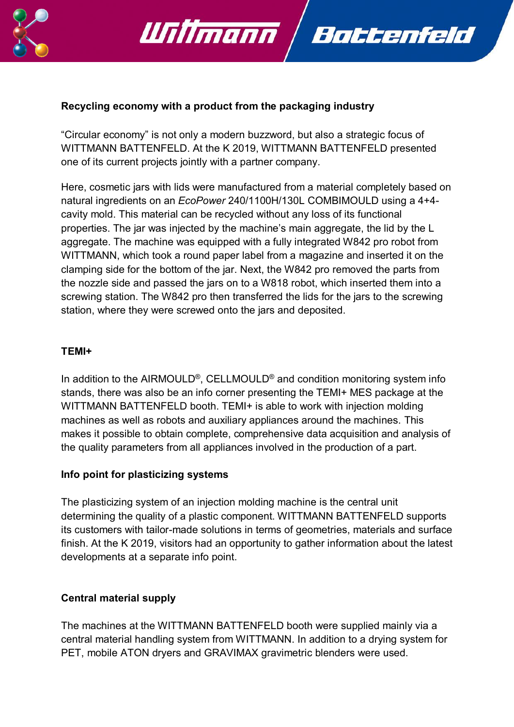**Recycling economy with a product from the packaging industry**

“Circular economy” is not only a modern buzzword, but also a strategic focus of WITTMANN BATTENFELD. At the K 2019, WITTMANN BATTENFELD presented one of its current projects jointly with a partner company.

Here, cosmetic jars with lids were manufactured from a material completely based on natural ingredients on an *EcoPower* 240/1100H/130L COMBIMOULD using a 4+4-cavity mold. This material can be recycled without any loss of its functional properties. The jar was injected by the machine’s main aggregate, the lid by the L aggregate. The machine was equipped with a fully integrated W842 pro robot from WITTMANN, which took a round paper label from a magazine and inserted it on the clamping side for the bottom of the jar. Next, the W842 pro removed the parts from the nozzle side and passed the jars on to a W818 robot, which inserted them into a screwing station. The W842 pro then transferred the lids for the jars to the screwing station, where they were screwed onto the jars and deposited.

**TEMI+**

In addition to the AIRMOULD®, CELLMOULD® and condition monitoring system info stands, there was also be an info corner presenting the TEMI+ MES package at the WITTMANN BATTENFELD booth. TEMI+ is able to work with injection molding machines as well as robots and auxiliary appliances around the machines. This makes it possible to obtain complete, comprehensive data acquisition and analysis of the quality parameters from all appliances involved in the production of a part.

**Info point for plasticizing systems**

The plasticizing system of an injection molding machine is the central unit determining the quality of a plastic component. WITTMANN BATTENFELD supports its customers with tailor-made solutions in terms of geometries, materials and surface finish. At the K 2019, visitors had an opportunity to gather information about the latest developments at a separate info point.

**Central material supply**

The machines at the WITTMANN BATTENFELD booth were supplied mainly via a central material handling system from WITTMANN. In addition to a drying system for PET, mobile ATON dryers and GRAVIMAX gravimetric blenders were used.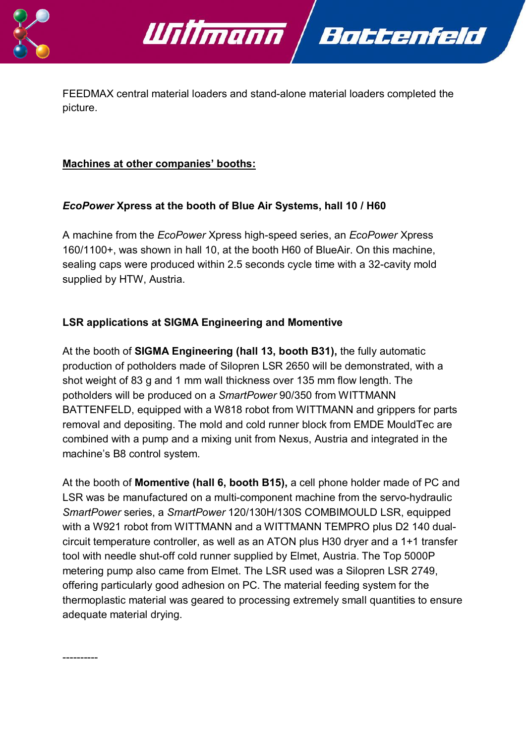FEEDMAX central material loaders and stand-alone material loaders completed the picture.

**Machines at other companies' booths:**

***EcoPower* Xpress at the booth of Blue Air Systems, hall 10 / H60**

A machine from the *EcoPower* Xpress high-speed series, an *EcoPower* Xpress 160/1100+, was shown in hall 10, at the booth H60 of BlueAir. On this machine, sealing caps were produced within 2.5 seconds cycle time with a 32-cavity mold supplied by HTW, Austria.

**LSR applications at SIGMA Engineering and Momentive**

At the booth of **SIGMA Engineering (hall 13, booth B31),** the fully automatic production of potholders made of Silopren LSR 2650 will be demonstrated, with a shot weight of 83 g and 1 mm wall thickness over 135 mm flow length. The potholders will be produced on a *SmartPower* 90/350 from WITTMANN BATTENFELD, equipped with a W818 robot from WITTMANN and grippers for parts removal and depositing. The mold and cold runner block from EMDE MouldTec are combined with a pump and a mixing unit from Nexus, Austria and integrated in the machine's B8 control system.

At the booth of **Momentive (hall 6, booth B15),** a cell phone holder made of PC and LSR was be manufactured on a multi-component machine from the servo-hydraulic *SmartPower* series, a *SmartPower* 120/130H/130S COMBIMOULD LSR, equipped with a W921 robot from WITTMANN and a WITTMANN TEMPRO plus D2 140 dual-circuit temperature controller, as well as an ATON plus H30 dryer and a 1+1 transfer tool with needle shut-off cold runner supplied by Elmet, Austria. The Top 5000P metering pump also came from Elmet. The LSR used was a Silopren LSR 2749, offering particularly good adhesion on PC. The material feeding system for the thermoplastic material was geared to processing extremely small quantities to ensure adequate material drying.

----------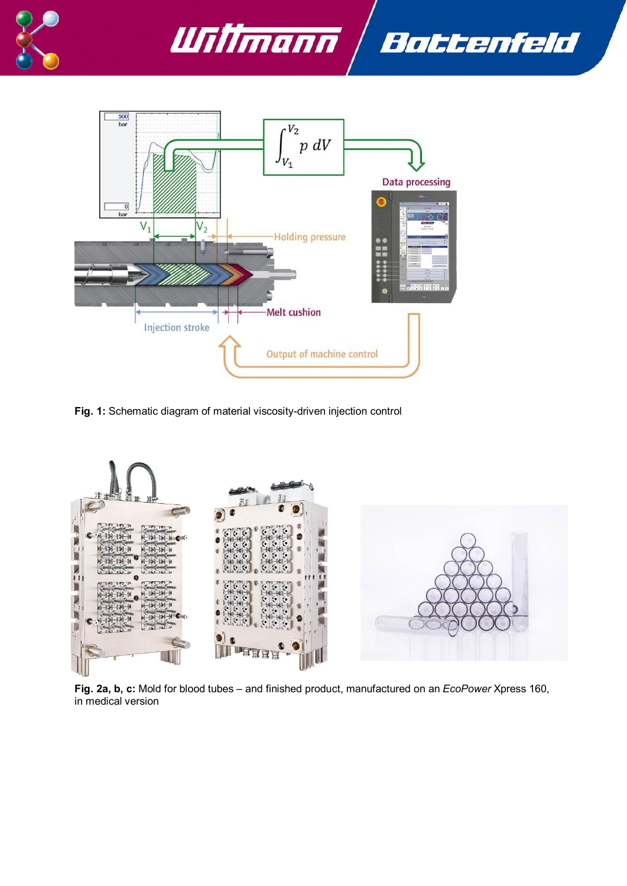**Fig. 1:** Schematic diagram of material viscosity-driven injection control

**Fig. 2a, b, c:** Mold for blood tubes – and finished product, manufactured on an *EcoPower* Xpress 160, in medical version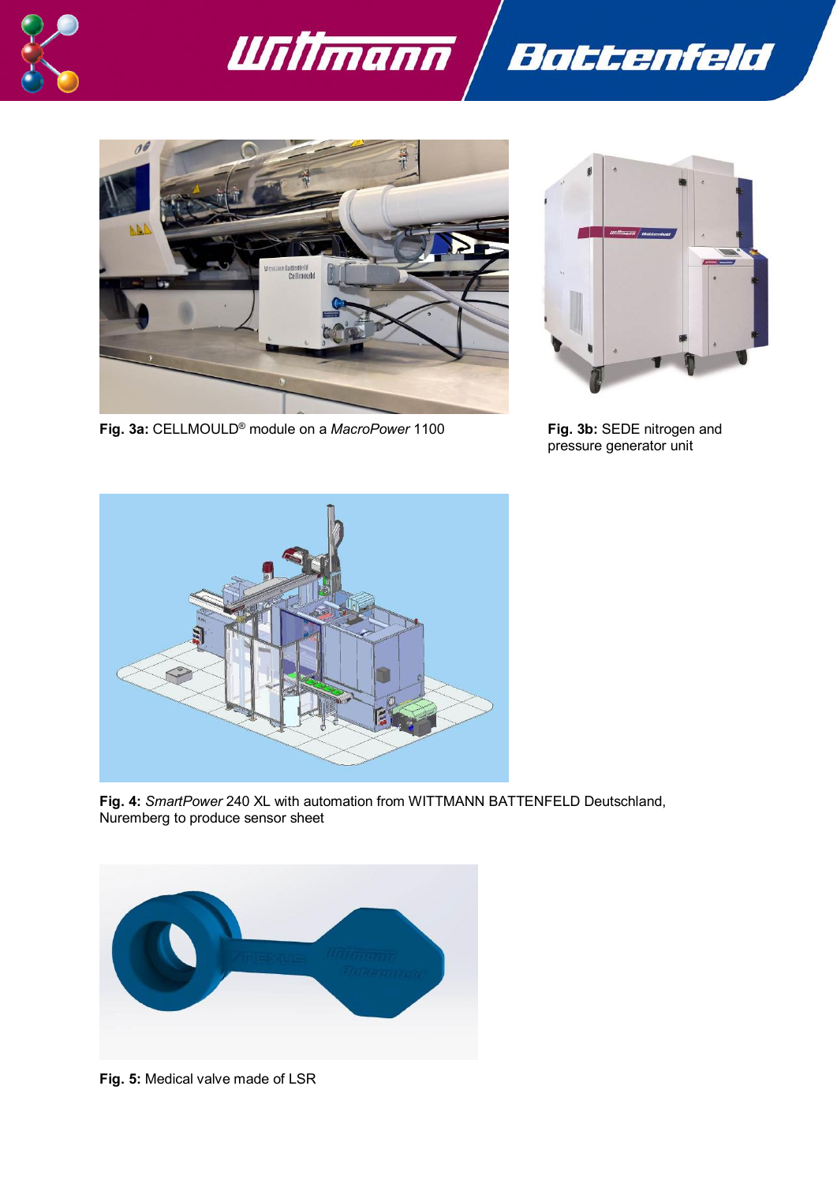**Fig. 3a:** CELLMOULD® module on a *MacroPower* 1100

**Fig. 3b:** SEDE nitrogen and pressure generator unit

**Fig. 4:** *SmartPower* 240 XL with automation from WITTMANN BATTENFELD Deutschland, Nuremberg to produce sensor sheet

**Fig. 5:** Medical valve made of LSR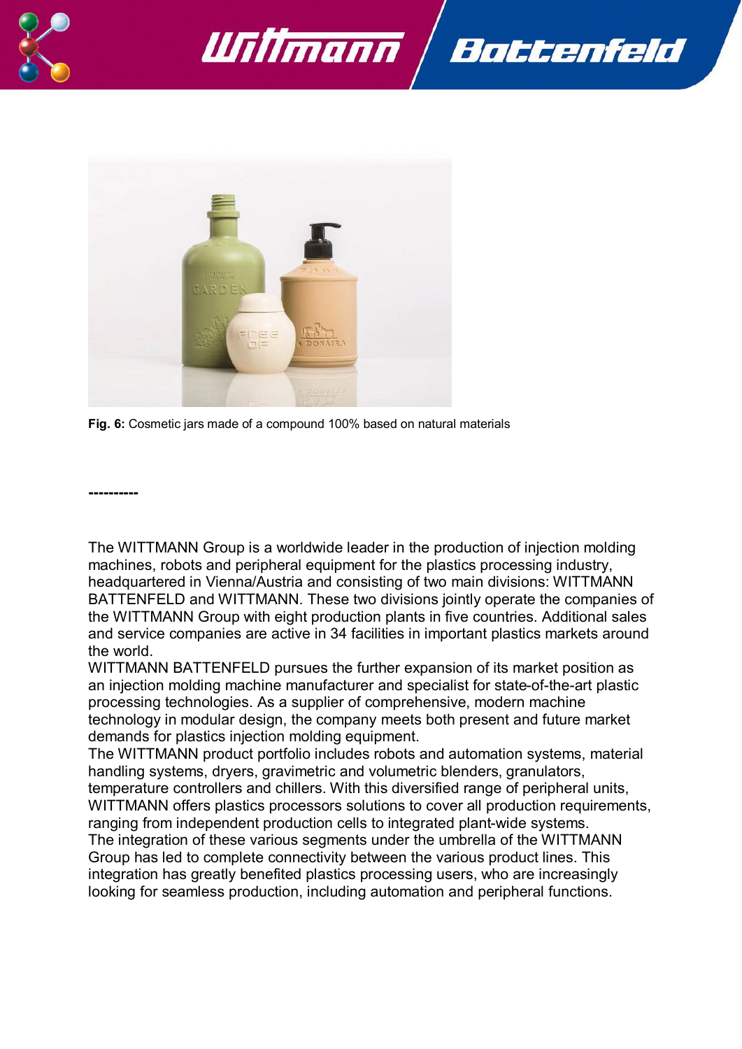**Fig. 6:** Cosmetic jars made of a compound 100% based on natural materials

**----------**

The WITTMANN Group is a worldwide leader in the production of injection molding machines, robots and peripheral equipment for the plastics processing industry, headquartered in Vienna/Austria and consisting of two main divisions: WITTMANN BATTENFELD and WITTMANN. These two divisions jointly operate the companies of the WITTMANN Group with eight production plants in five countries. Additional sales and service companies are active in 34 facilities in important plastics markets around the world.
WITTMANN BATTENFELD pursues the further expansion of its market position as an injection molding machine manufacturer and specialist for state-of-the-art plastic processing technologies. As a supplier of comprehensive, modern machine technology in modular design, the company meets both present and future market demands for plastics injection molding equipment.
The WITTMANN product portfolio includes robots and automation systems, material handling systems, dryers, gravimetric and volumetric blenders, granulators, temperature controllers and chillers. With this diversified range of peripheral units, WITTMANN offers plastics processors solutions to cover all production requirements, ranging from independent production cells to integrated plant-wide systems.
The integration of these various segments under the umbrella of the WITTMANN Group has led to complete connectivity between the various product lines. This integration has greatly benefited plastics processing users, who are increasingly looking for seamless production, including automation and peripheral functions.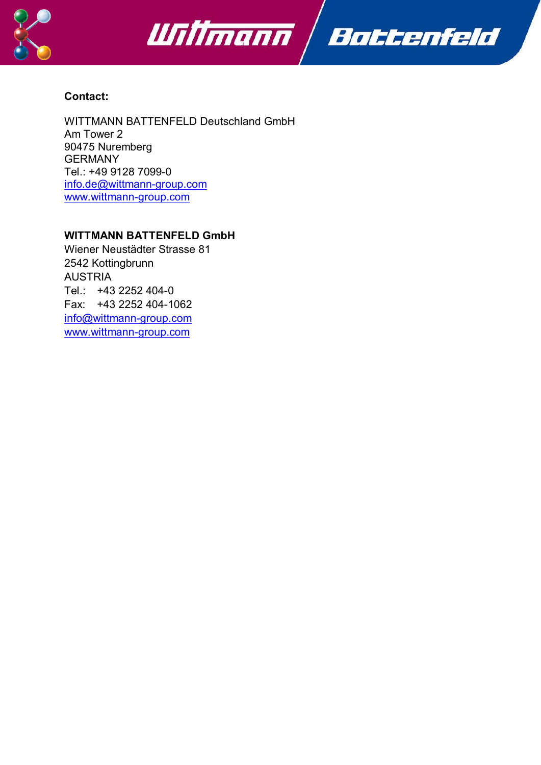**Contact:**

WITTMANN BATTENFELD Deutschland GmbH
Am Tower 2
90475 Nuremberg
GERMANY
Tel.: +49 9128 7099-0
info.de@wittmann-group.com
www.wittmann-group.com

**WITTMANN BATTENFELD GmbH**
Wiener Neustädter Strasse 81
2542 Kottingbrunn
AUSTRIA
Tel.: +43 2252 404-0
Fax: +43 2252 404-1062
info@wittmann-group.com
www.wittmann-group.com